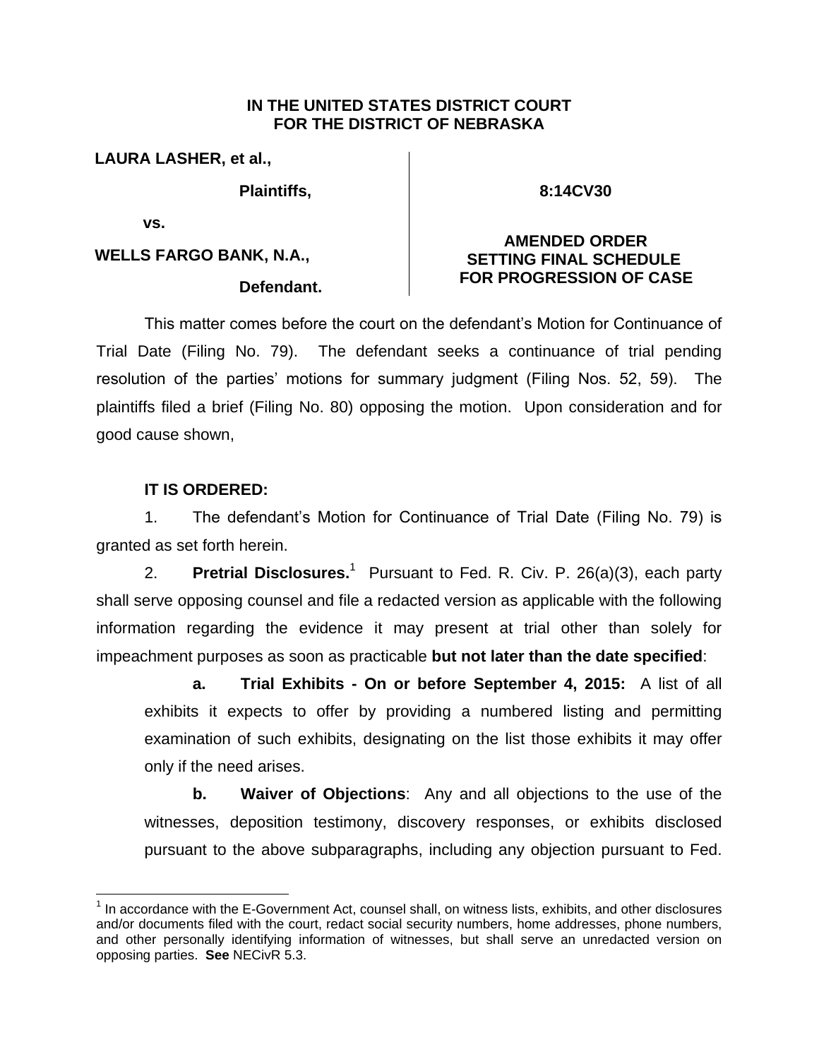**IN THE UNITED STATES DISTRICT COURT**
**FOR THE DISTRICT OF NEBRASKA**

| | |
|---|---|
| **LAURA LASHER, et al.,** | |
| **Plaintiffs,** | **8:14CV30** |
| **vs.** | |
| **WELLS FARGO BANK, N.A.,** | **AMENDED ORDER SETTING FINAL SCHEDULE FOR PROGRESSION OF CASE** |
| **Defendant.** | |

This matter comes before the court on the defendant's Motion for Continuance of Trial Date (Filing No. 79). The defendant seeks a continuance of trial pending resolution of the parties' motions for summary judgment (Filing Nos. 52, 59). The plaintiffs filed a brief (Filing No. 80) opposing the motion. Upon consideration and for good cause shown,

**IT IS ORDERED:**

1. The defendant's Motion for Continuance of Trial Date (Filing No. 79) is granted as set forth herein.

2. **Pretrial Disclosures.**[1] Pursuant to Fed. R. Civ. P. 26(a)(3), each party shall serve opposing counsel and file a redacted version as applicable with the following information regarding the evidence it may present at trial other than solely for impeachment purposes as soon as practicable **but not later than the date specified**:

   **a. Trial Exhibits - On or before September 4, 2015:** A list of all exhibits it expects to offer by providing a numbered listing and permitting examination of such exhibits, designating on the list those exhibits it may offer only if the need arises.

   **b. Waiver of Objections**: Any and all objections to the use of the witnesses, deposition testimony, discovery responses, or exhibits disclosed pursuant to the above subparagraphs, including any objection pursuant to Fed.

[1] In accordance with the E-Government Act, counsel shall, on witness lists, exhibits, and other disclosures and/or documents filed with the court, redact social security numbers, home addresses, phone numbers, and other personally identifying information of witnesses, but shall serve an unredacted version on opposing parties. **See** NECivR 5.3.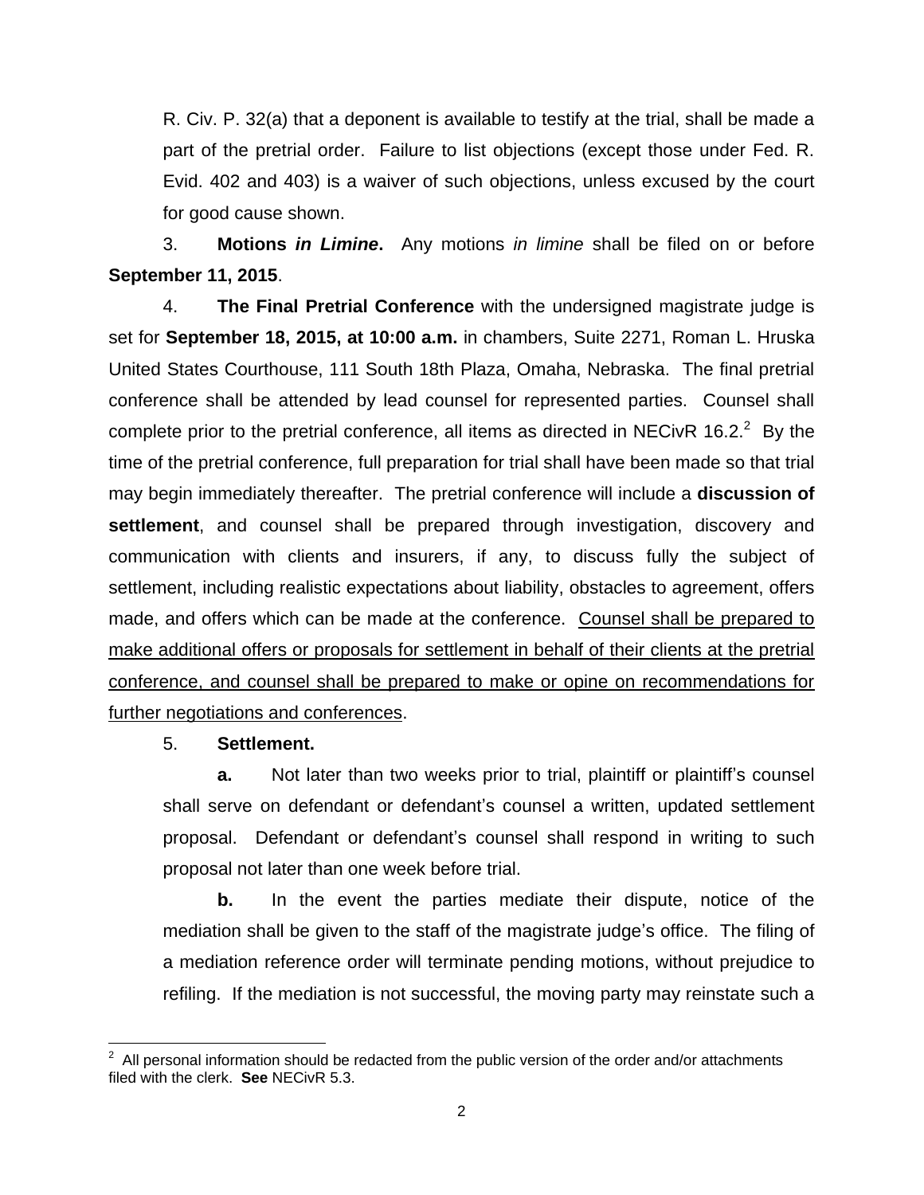R. Civ. P. 32(a) that a deponent is available to testify at the trial, shall be made a part of the pretrial order. Failure to list objections (except those under Fed. R. Evid. 402 and 403) is a waiver of such objections, unless excused by the court for good cause shown.

3. **Motions *in Limine*.** Any motions *in limine* shall be filed on or before **September 11, 2015**.

4. **The Final Pretrial Conference** with the undersigned magistrate judge is set for **September 18, 2015, at 10:00 a.m.** in chambers, Suite 2271, Roman L. Hruska United States Courthouse, 111 South 18th Plaza, Omaha, Nebraska. The final pretrial conference shall be attended by lead counsel for represented parties. Counsel shall complete prior to the pretrial conference, all items as directed in NECivR 16.2.[2] By the time of the pretrial conference, full preparation for trial shall have been made so that trial may begin immediately thereafter. The pretrial conference will include a **discussion of settlement**, and counsel shall be prepared through investigation, discovery and communication with clients and insurers, if any, to discuss fully the subject of settlement, including realistic expectations about liability, obstacles to agreement, offers made, and offers which can be made at the conference. <u>Counsel shall be prepared to make additional offers or proposals for settlement in behalf of their clients at the pretrial conference, and counsel shall be prepared to make or opine on recommendations for further negotiations and conferences</u>.

5. **Settlement.**

**a.** Not later than two weeks prior to trial, plaintiff or plaintiff's counsel shall serve on defendant or defendant's counsel a written, updated settlement proposal. Defendant or defendant's counsel shall respond in writing to such proposal not later than one week before trial.

**b.** In the event the parties mediate their dispute, notice of the mediation shall be given to the staff of the magistrate judge's office. The filing of a mediation reference order will terminate pending motions, without prejudice to refiling. If the mediation is not successful, the moving party may reinstate such a

---

[2] All personal information should be redacted from the public version of the order and/or attachments filed with the clerk. **See** NECivR 5.3.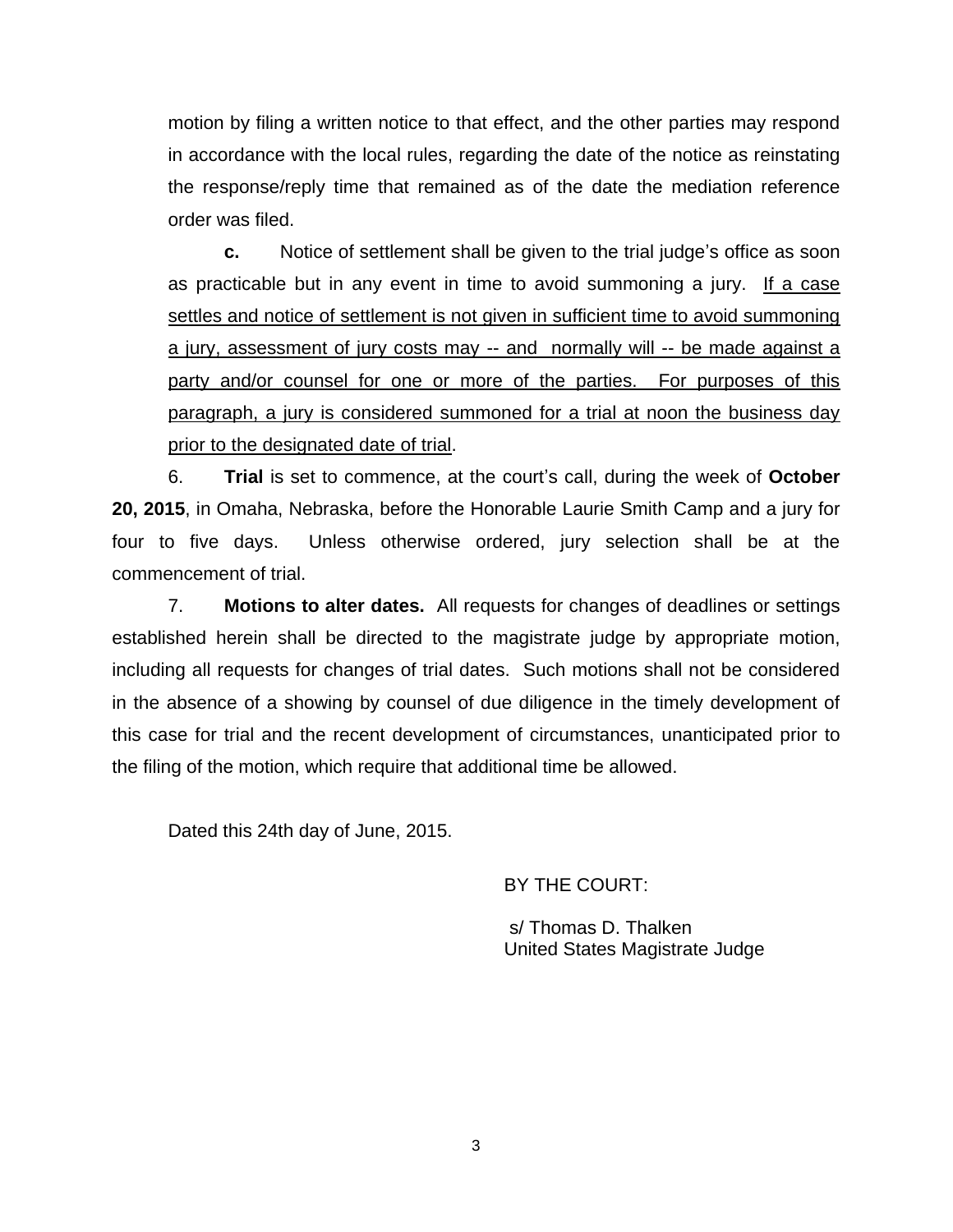motion by filing a written notice to that effect, and the other parties may respond in accordance with the local rules, regarding the date of the notice as reinstating the response/reply time that remained as of the date the mediation reference order was filed.

**c.** Notice of settlement shall be given to the trial judge's office as soon as practicable but in any event in time to avoid summoning a jury. <u>If a case settles and notice of settlement is not given in sufficient time to avoid summoning a jury, assessment of jury costs may -- and normally will -- be made against a party and/or counsel for one or more of the parties. For purposes of this paragraph, a jury is considered summoned for a trial at noon the business day prior to the designated date of trial</u>.

6. **Trial** is set to commence, at the court's call, during the week of **October 20, 2015**, in Omaha, Nebraska, before the Honorable Laurie Smith Camp and a jury for four to five days. Unless otherwise ordered, jury selection shall be at the commencement of trial.

7. **Motions to alter dates.** All requests for changes of deadlines or settings established herein shall be directed to the magistrate judge by appropriate motion, including all requests for changes of trial dates. Such motions shall not be considered in the absence of a showing by counsel of due diligence in the timely development of this case for trial and the recent development of circumstances, unanticipated prior to the filing of the motion, which require that additional time be allowed.

Dated this 24th day of June, 2015.

BY THE COURT:

s/ Thomas D. Thalken
United States Magistrate Judge